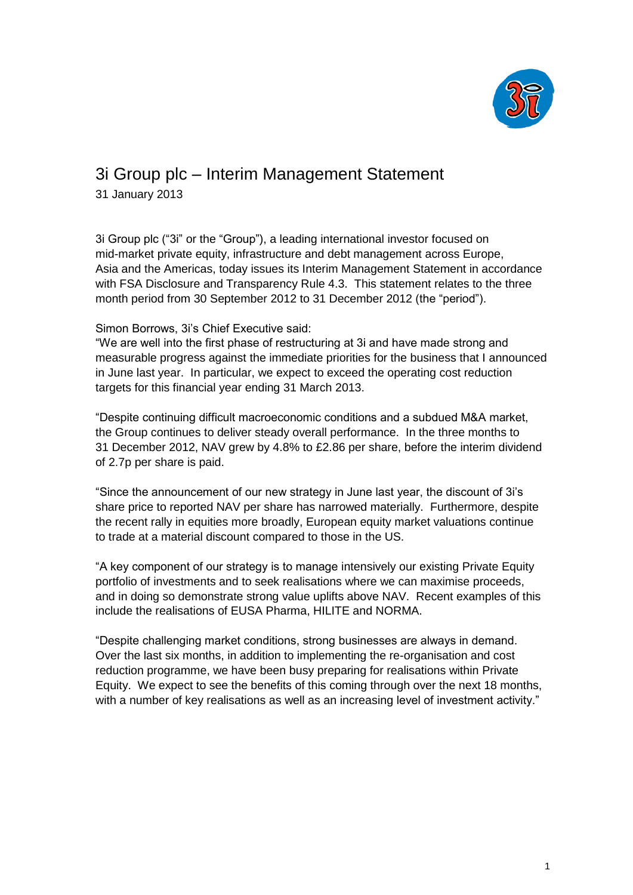# 3i Group plc – Interim Management Statement

31 January 2013

3i Group plc ("3i" or the "Group"), a leading international investor focused on mid-market private equity, infrastructure and debt management across Europe, Asia and the Americas, today issues its Interim Management Statement in accordance with FSA Disclosure and Transparency Rule 4.3. This statement relates to the three month period from 30 September 2012 to 31 December 2012 (the "period").

Simon Borrows, 3i's Chief Executive said:

"We are well into the first phase of restructuring at 3i and have made strong and measurable progress against the immediate priorities for the business that I announced in June last year. In particular, we expect to exceed the operating cost reduction targets for this financial year ending 31 March 2013.

"Despite continuing difficult macroeconomic conditions and a subdued M&A market, the Group continues to deliver steady overall performance. In the three months to 31 December 2012, NAV grew by 4.8% to £2.86 per share, before the interim dividend of 2.7p per share is paid.

"Since the announcement of our new strategy in June last year, the discount of 3i's share price to reported NAV per share has narrowed materially. Furthermore, despite the recent rally in equities more broadly, European equity market valuations continue to trade at a material discount compared to those in the US.

"A key component of our strategy is to manage intensively our existing Private Equity portfolio of investments and to seek realisations where we can maximise proceeds, and in doing so demonstrate strong value uplifts above NAV. Recent examples of this include the realisations of EUSA Pharma, HILITE and NORMA.

"Despite challenging market conditions, strong businesses are always in demand. Over the last six months, in addition to implementing the re-organisation and cost reduction programme, we have been busy preparing for realisations within Private Equity. We expect to see the benefits of this coming through over the next 18 months, with a number of key realisations as well as an increasing level of investment activity."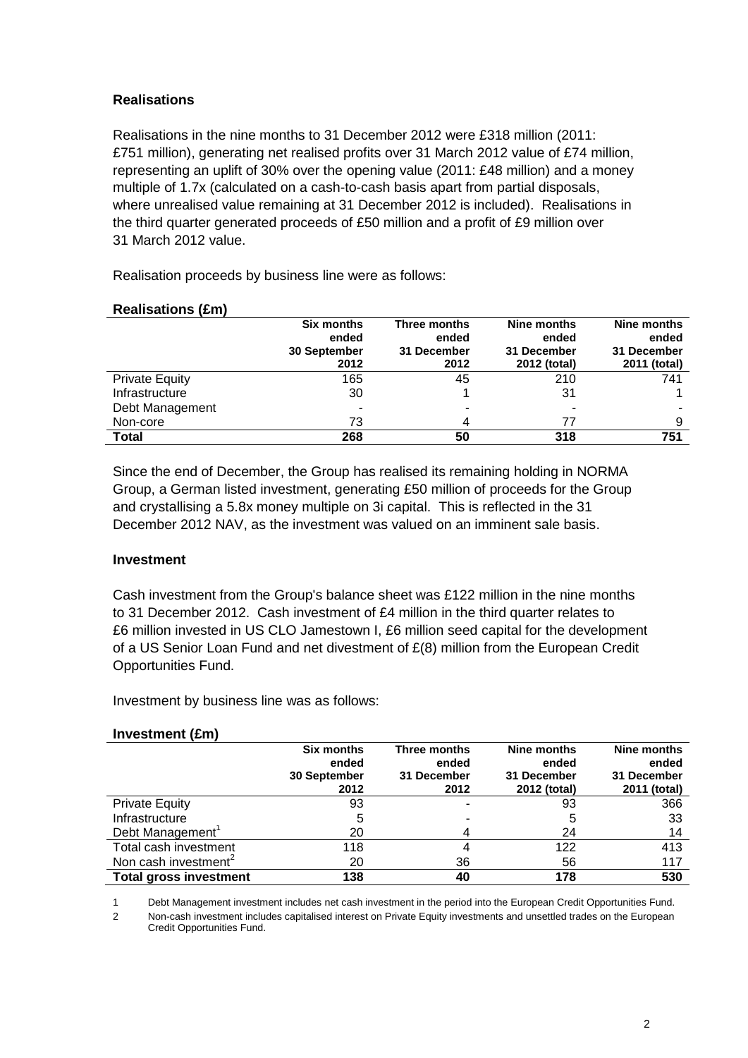## Realisations

Realisations in the nine months to 31 December 2012 were £318 million (2011: £751 million), generating net realised profits over 31 March 2012 value of £74 million, representing an uplift of 30% over the opening value (2011: £48 million) and a money multiple of 1.7x (calculated on a cash-to-cash basis apart from partial disposals, where unrealised value remaining at 31 December 2012 is included). Realisations in the third quarter generated proceeds of £50 million and a profit of £9 million over 31 March 2012 value.

Realisation proceeds by business line were as follows:

**Realisations (£m)**

| | Six months ended 30 September 2012 | Three months ended 31 December 2012 | Nine months ended 31 December 2012 (total) | Nine months ended 31 December 2011 (total) |
|---|---|---|---|---|
| Private Equity | 165 | 45 | 210 | 741 |
| Infrastructure | 30 | 1 | 31 | 1 |
| Debt Management | - | - | - | - |
| Non-core | 73 | 4 | 77 | 9 |
| **Total** | **268** | **50** | **318** | **751** |

Since the end of December, the Group has realised its remaining holding in NORMA Group, a German listed investment, generating £50 million of proceeds for the Group and crystallising a 5.8x money multiple on 3i capital. This is reflected in the 31 December 2012 NAV, as the investment was valued on an imminent sale basis.

## Investment

Cash investment from the Group's balance sheet was £122 million in the nine months to 31 December 2012. Cash investment of £4 million in the third quarter relates to £6 million invested in US CLO Jamestown I, £6 million seed capital for the development of a US Senior Loan Fund and net divestment of £(8) million from the European Credit Opportunities Fund.

Investment by business line was as follows:

**Investment (£m)**

| | Six months ended 30 September 2012 | Three months ended 31 December 2012 | Nine months ended 31 December 2012 (total) | Nine months ended 31 December 2011 (total) |
|---|---|---|---|---|
| Private Equity | 93 | - | 93 | 366 |
| Infrastructure | 5 | - | 5 | 33 |
| Debt Management[1] | 20 | 4 | 24 | 14 |
| Total cash investment | 118 | 4 | 122 | 413 |
| Non cash investment[2] | 20 | 36 | 56 | 117 |
| **Total gross investment** | **138** | **40** | **178** | **530** |

1 Debt Management investment includes net cash investment in the period into the European Credit Opportunities Fund.

2 Non-cash investment includes capitalised interest on Private Equity investments and unsettled trades on the European Credit Opportunities Fund.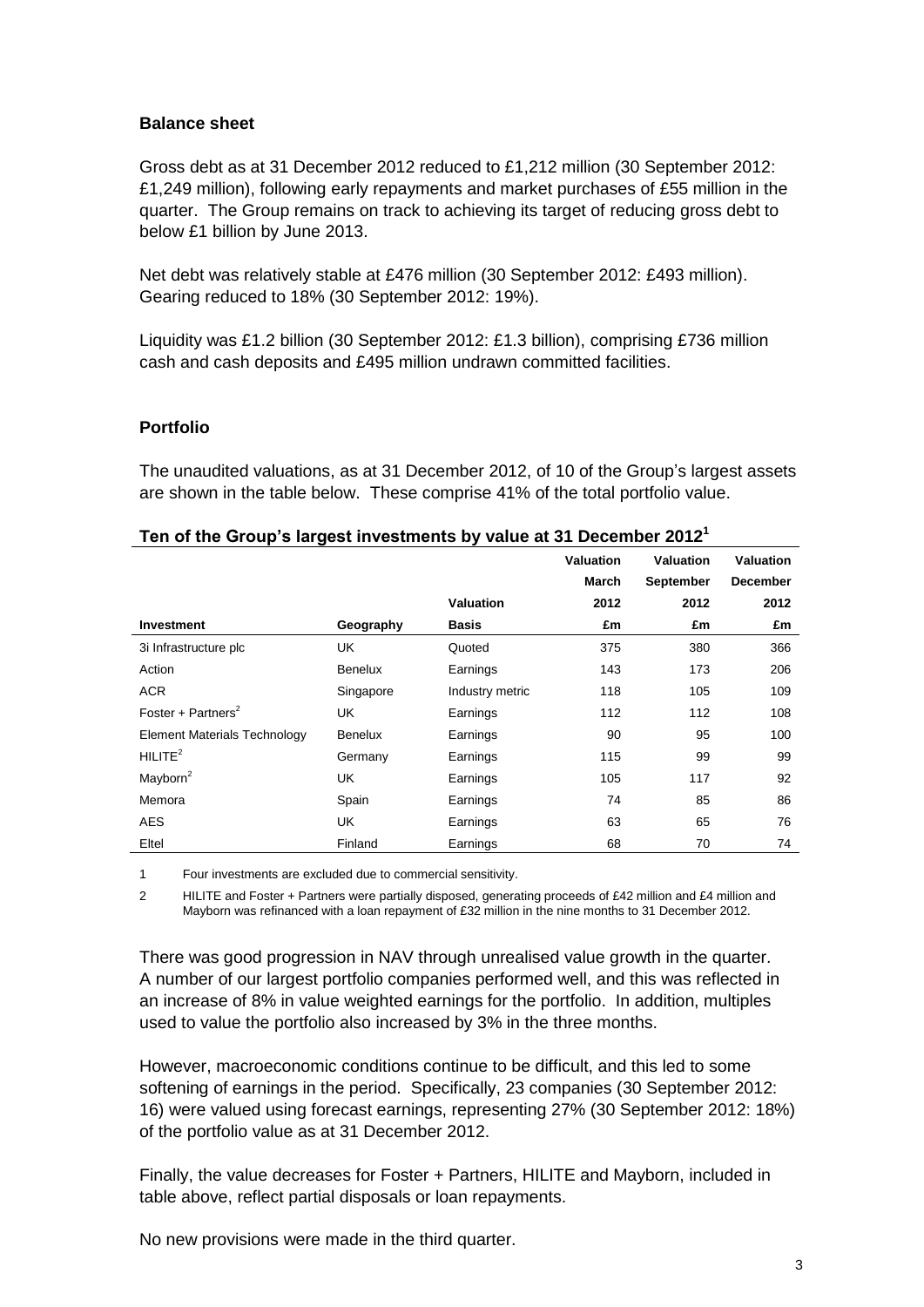### Balance sheet

Gross debt as at 31 December 2012 reduced to £1,212 million (30 September 2012: £1,249 million), following early repayments and market purchases of £55 million in the quarter. The Group remains on track to achieving its target of reducing gross debt to below £1 billion by June 2013.

Net debt was relatively stable at £476 million (30 September 2012: £493 million). Gearing reduced to 18% (30 September 2012: 19%).

Liquidity was £1.2 billion (30 September 2012: £1.3 billion), comprising £736 million cash and cash deposits and £495 million undrawn committed facilities.

### Portfolio

The unaudited valuations, as at 31 December 2012, of 10 of the Group's largest assets are shown in the table below. These comprise 41% of the total portfolio value.

**Ten of the Group's largest investments by value at 31 December 2012[1]**

| Investment | Geography | Valuation Basis | Valuation March 2012 £m | Valuation September 2012 £m | Valuation December 2012 £m |
|---|---|---|---|---|---|
| 3i Infrastructure plc | UK | Quoted | 375 | 380 | 366 |
| Action | Benelux | Earnings | 143 | 173 | 206 |
| ACR | Singapore | Industry metric | 118 | 105 | 109 |
| Foster + Partners[2] | UK | Earnings | 112 | 112 | 108 |
| Element Materials Technology | Benelux | Earnings | 90 | 95 | 100 |
| HILITE[2] | Germany | Earnings | 115 | 99 | 99 |
| Mayborn[2] | UK | Earnings | 105 | 117 | 92 |
| Memora | Spain | Earnings | 74 | 85 | 86 |
| AES | UK | Earnings | 63 | 65 | 76 |
| Eltel | Finland | Earnings | 68 | 70 | 74 |

1 Four investments are excluded due to commercial sensitivity.

2 HILITE and Foster + Partners were partially disposed, generating proceeds of £42 million and £4 million and Mayborn was refinanced with a loan repayment of £32 million in the nine months to 31 December 2012.

There was good progression in NAV through unrealised value growth in the quarter. A number of our largest portfolio companies performed well, and this was reflected in an increase of 8% in value weighted earnings for the portfolio. In addition, multiples used to value the portfolio also increased by 3% in the three months.

However, macroeconomic conditions continue to be difficult, and this led to some softening of earnings in the period. Specifically, 23 companies (30 September 2012: 16) were valued using forecast earnings, representing 27% (30 September 2012: 18%) of the portfolio value as at 31 December 2012.

Finally, the value decreases for Foster + Partners, HILITE and Mayborn, included in table above, reflect partial disposals or loan repayments.

No new provisions were made in the third quarter.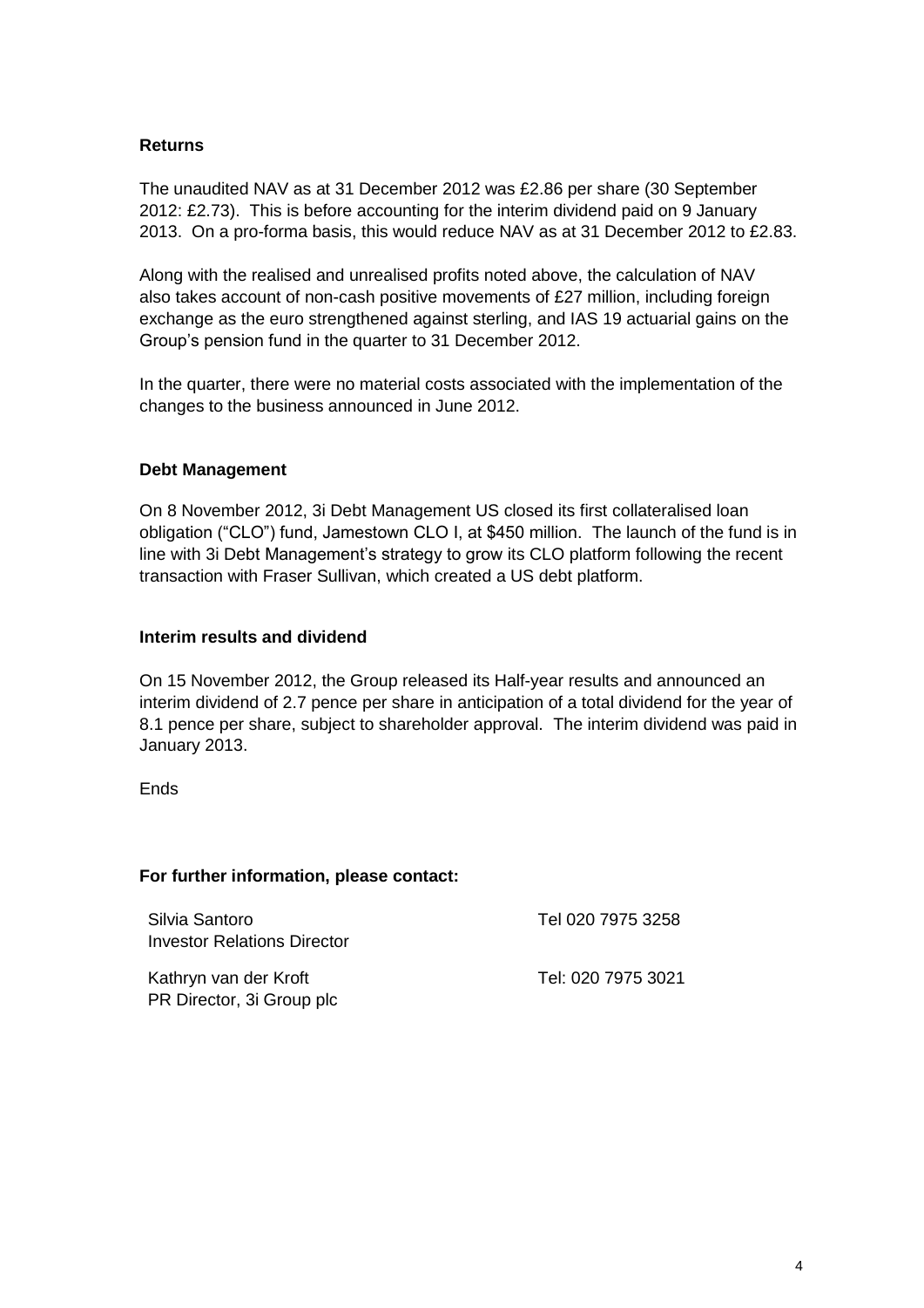**Returns**

The unaudited NAV as at 31 December 2012 was £2.86 per share (30 September 2012: £2.73). This is before accounting for the interim dividend paid on 9 January 2013. On a pro-forma basis, this would reduce NAV as at 31 December 2012 to £2.83.

Along with the realised and unrealised profits noted above, the calculation of NAV also takes account of non-cash positive movements of £27 million, including foreign exchange as the euro strengthened against sterling, and IAS 19 actuarial gains on the Group's pension fund in the quarter to 31 December 2012.

In the quarter, there were no material costs associated with the implementation of the changes to the business announced in June 2012.

**Debt Management**

On 8 November 2012, 3i Debt Management US closed its first collateralised loan obligation ("CLO") fund, Jamestown CLO I, at $450 million. The launch of the fund is in line with 3i Debt Management's strategy to grow its CLO platform following the recent transaction with Fraser Sullivan, which created a US debt platform.

**Interim results and dividend**

On 15 November 2012, the Group released its Half-year results and announced an interim dividend of 2.7 pence per share in anticipation of a total dividend for the year of 8.1 pence per share, subject to shareholder approval. The interim dividend was paid in January 2013.

Ends

**For further information, please contact:**

| | |
|---|---|
| Silvia Santoro<br>Investor Relations Director | Tel 020 7975 3258 |
| Kathryn van der Kroft<br>PR Director, 3i Group plc | Tel: 020 7975 3021 |